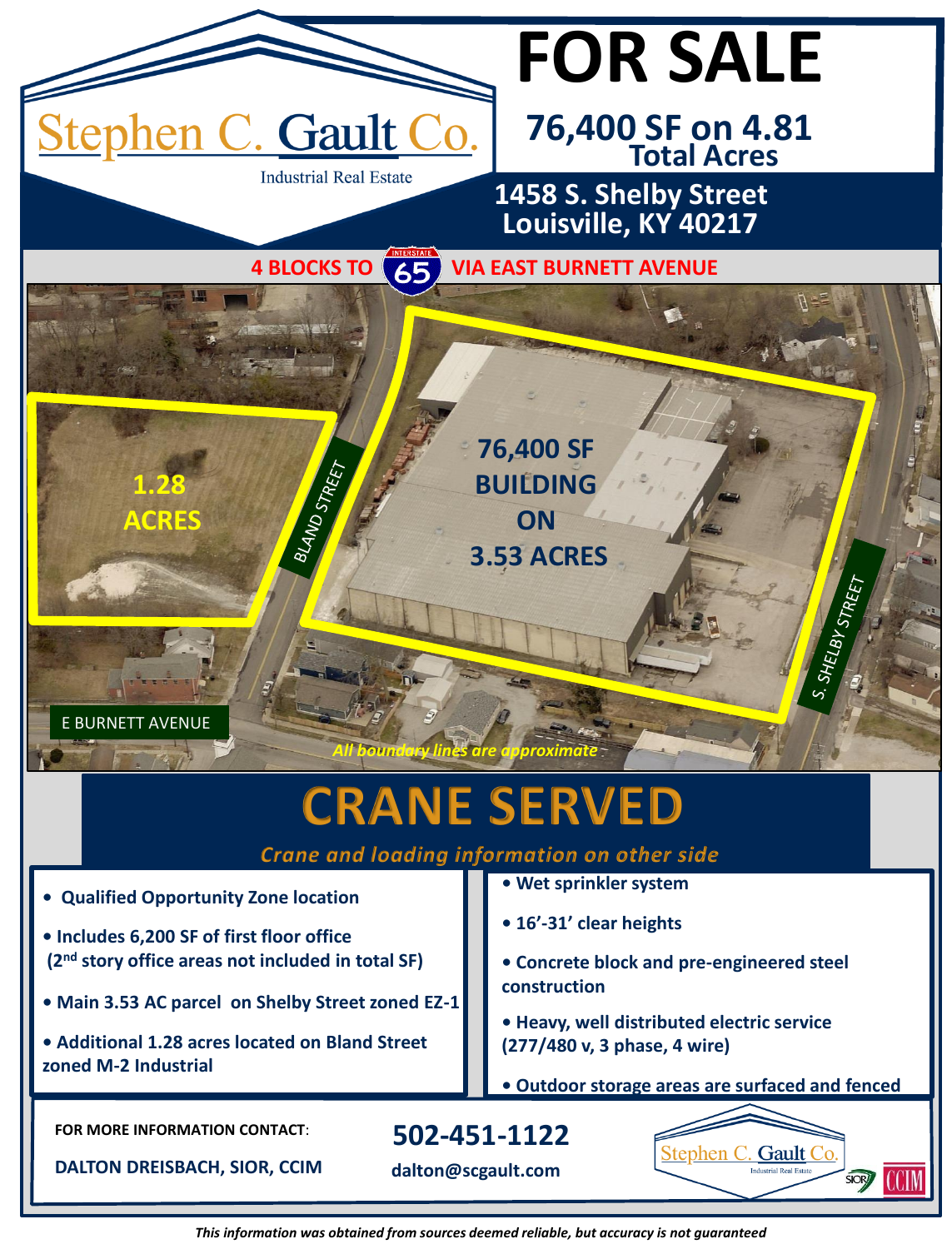Stephen C. Gault Co.
Industrial Real Estate

# FOR SALE

## 76,400 SF on 4.81 Total Acres

## 1458 S. Shelby Street
## Louisville, KY 40217

**4 BLOCKS TO INTERSTATE 65 VIA EAST BURNETT AVENUE**

1.28 ACRES

BLAND STREET

76,400 SF BUILDING ON 3.53 ACRES

S. SHELBY STREET

E BURNETT AVENUE

*All boundary lines are approximate*

# CRANE SERVED

*Crane and loading information on other side*

- **Qualified Opportunity Zone location**
- **Includes 6,200 SF of first floor office (2nd story office areas not included in total SF)**
- **Main 3.53 AC parcel on Shelby Street zoned EZ-1**
- **Additional 1.28 acres located on Bland Street zoned M-2 Industrial**
- **Wet sprinkler system**
- **16'-31' clear heights**
- **Concrete block and pre-engineered steel construction**
- **Heavy, well distributed electric service (277/480 v, 3 phase, 4 wire)**
- **Outdoor storage areas are surfaced and fenced**

**FOR MORE INFORMATION CONTACT:**

**DALTON DREISBACH, SIOR, CCIM**

**502-451-1122**

**dalton@scgault.com**

Stephen C. Gault Co. Industrial Real Estate

SIOR CCIM

*This information was obtained from sources deemed reliable, but accuracy is not guaranteed*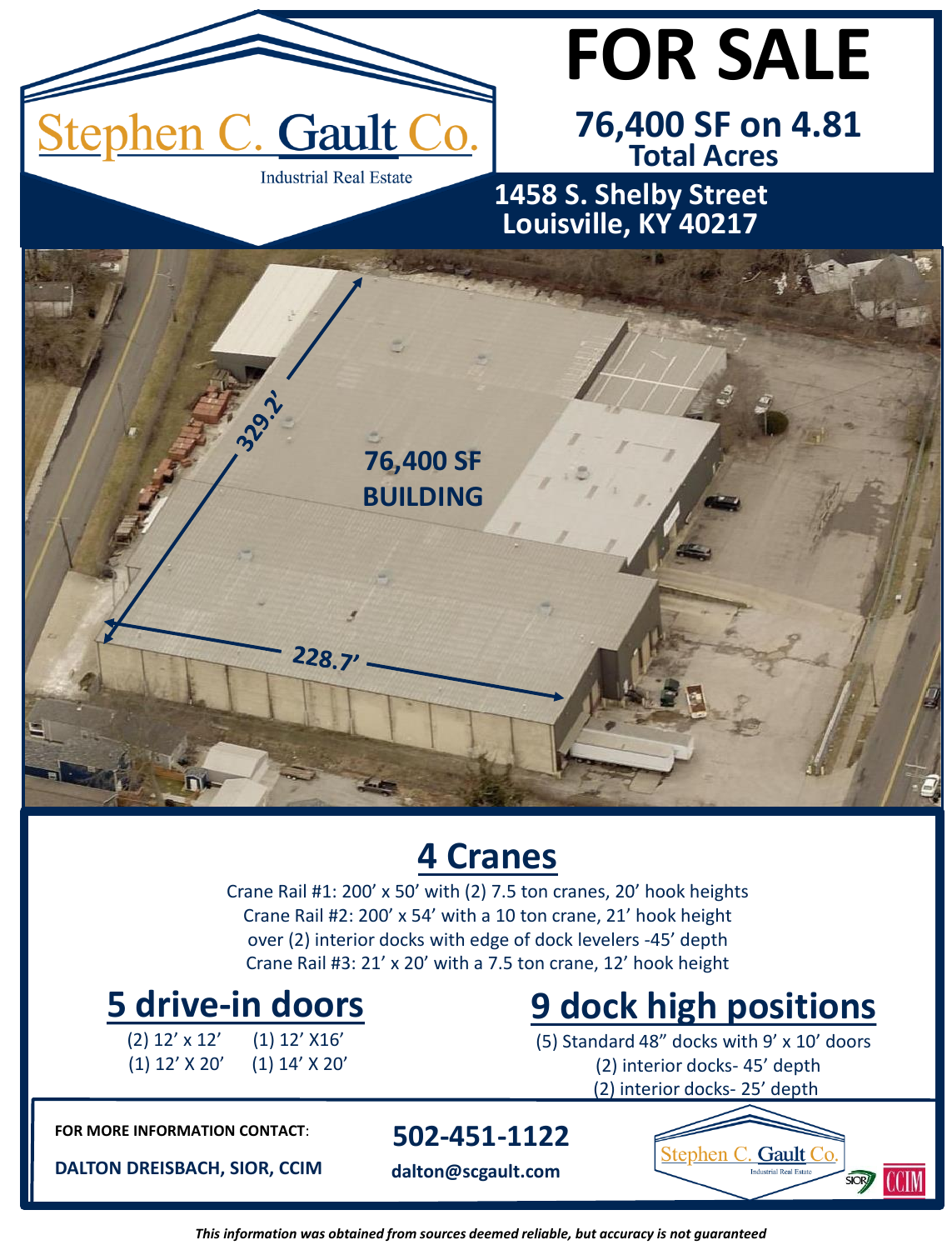Stephen C. Gault Co.

Industrial Real Estate

# FOR SALE

## 76,400 SF on 4.81 Total Acres

**1458 S. Shelby Street**
**Louisville, KY 40217**

329.2’

76,400 SF BUILDING

228.7’

## 4 Cranes

Crane Rail #1: 200’ x 50’ with (2) 7.5 ton cranes, 20’ hook heights
Crane Rail #2: 200’ x 54’ with a 10 ton crane, 21’ hook height over (2) interior docks with edge of dock levelers -45’ depth
Crane Rail #3: 21’ x 20’ with a 7.5 ton crane, 12’ hook height

## 5 drive-in doors

(2) 12’ x 12’
(1) 12’ X16’
(1) 12’ X 20’
(1) 14’ X 20’

## 9 dock high positions

(5) Standard 48” docks with 9’ x 10’ doors
(2) interior docks- 45’ depth
(2) interior docks- 25’ depth

**FOR MORE INFORMATION CONTACT**:

**DALTON DREISBACH, SIOR, CCIM**

**502-451-1122**

**dalton@scgault.com**

Stephen C. Gault Co.
Industrial Real Estate

SIOR CCIM

***This information was obtained from sources deemed reliable, but accuracy is not guaranteed***